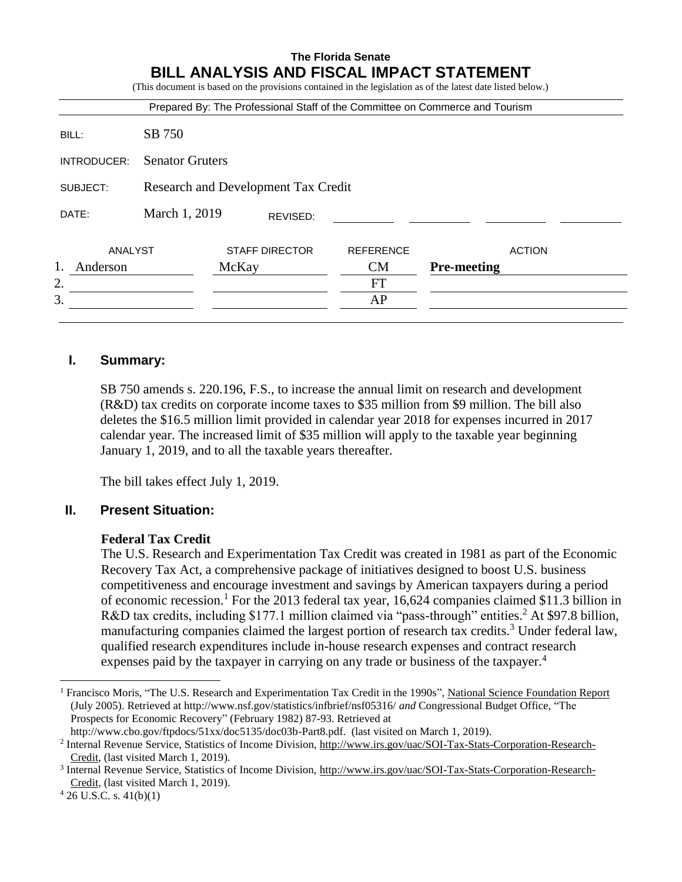**The Florida Senate**

# BILL ANALYSIS AND FISCAL IMPACT STATEMENT

(This document is based on the provisions contained in the legislation as of the latest date listed below.)

Prepared By: The Professional Staff of the Committee on Commerce and Tourism

| | |
|---|---|
| BILL: | SB 750 |
| INTRODUCER: | Senator Gruters |
| SUBJECT: | Research and Development Tax Credit |
| DATE: | March 1, 2019 REVISED: |

| | ANALYST | STAFF DIRECTOR | REFERENCE | ACTION |
|---|---|---|---|---|
| 1. | Anderson | McKay | CM | **Pre-meeting** |
| 2. | | | FT | |
| 3. | | | AP | |

## I. Summary:

SB 750 amends s. 220.196, F.S., to increase the annual limit on research and development (R&D) tax credits on corporate income taxes to $35 million from $9 million. The bill also deletes the $16.5 million limit provided in calendar year 2018 for expenses incurred in 2017 calendar year. The increased limit of $35 million will apply to the taxable year beginning January 1, 2019, and to all the taxable years thereafter.

The bill takes effect July 1, 2019.

## II. Present Situation:

### Federal Tax Credit

The U.S. Research and Experimentation Tax Credit was created in 1981 as part of the Economic Recovery Tax Act, a comprehensive package of initiatives designed to boost U.S. business competitiveness and encourage investment and savings by American taxpayers during a period of economic recession.[1] For the 2013 federal tax year, 16,624 companies claimed $11.3 billion in R&D tax credits, including $177.1 million claimed via "pass-through" entities.[2] At $97.8 billion, manufacturing companies claimed the largest portion of research tax credits.[3] Under federal law, qualified research expenditures include in-house research expenses and contract research expenses paid by the taxpayer in carrying on any trade or business of the taxpayer.[4]

---

[1] Francisco Moris, "The U.S. Research and Experimentation Tax Credit in the 1990s", National Science Foundation Report (July 2005). Retrieved at http://www.nsf.gov/statistics/infbrief/nsf05316/ *and* Congressional Budget Office, "The Prospects for Economic Recovery" (February 1982) 87-93. Retrieved at http://www.cbo.gov/ftpdocs/51xx/doc5135/doc03b-Part8.pdf. (last visited on March 1, 2019).

[2] Internal Revenue Service, Statistics of Income Division, http://www.irs.gov/uac/SOI-Tax-Stats-Corporation-Research-Credit, (last visited March 1, 2019).

[3] Internal Revenue Service, Statistics of Income Division, http://www.irs.gov/uac/SOI-Tax-Stats-Corporation-Research-Credit, (last visited March 1, 2019).

[4] 26 U.S.C. s. 41(b)(1)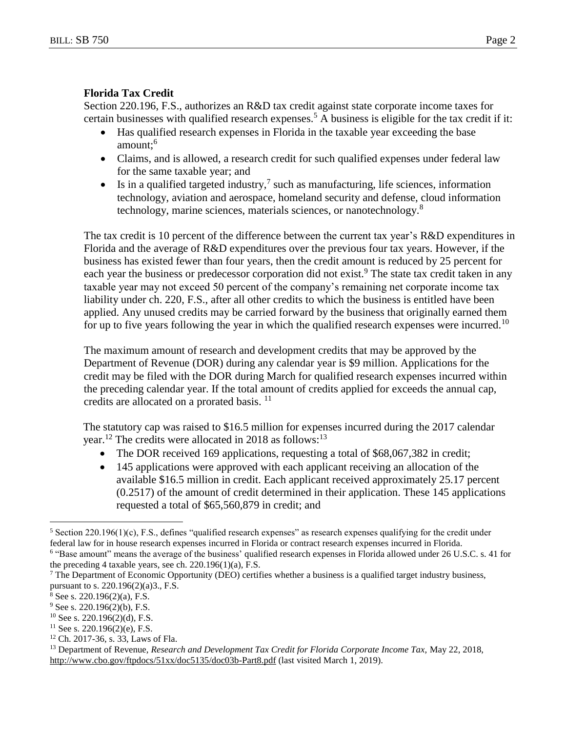**Florida Tax Credit**

Section 220.196, F.S., authorizes an R&D tax credit against state corporate income taxes for certain businesses with qualified research expenses.[5] A business is eligible for the tax credit if it:

- Has qualified research expenses in Florida in the taxable year exceeding the base amount;[6]
- Claims, and is allowed, a research credit for such qualified expenses under federal law for the same taxable year; and
- Is in a qualified targeted industry,[7] such as manufacturing, life sciences, information technology, aviation and aerospace, homeland security and defense, cloud information technology, marine sciences, materials sciences, or nanotechnology.[8]

The tax credit is 10 percent of the difference between the current tax year's R&D expenditures in Florida and the average of R&D expenditures over the previous four tax years. However, if the business has existed fewer than four years, then the credit amount is reduced by 25 percent for each year the business or predecessor corporation did not exist.[9] The state tax credit taken in any taxable year may not exceed 50 percent of the company's remaining net corporate income tax liability under ch. 220, F.S., after all other credits to which the business is entitled have been applied. Any unused credits may be carried forward by the business that originally earned them for up to five years following the year in which the qualified research expenses were incurred.[10]

The maximum amount of research and development credits that may be approved by the Department of Revenue (DOR) during any calendar year is $9 million. Applications for the credit may be filed with the DOR during March for qualified research expenses incurred within the preceding calendar year. If the total amount of credits applied for exceeds the annual cap, credits are allocated on a prorated basis.[11]

The statutory cap was raised to $16.5 million for expenses incurred during the 2017 calendar year.[12] The credits were allocated in 2018 as follows:[13]

- The DOR received 169 applications, requesting a total of $68,067,382 in credit;
- 145 applications were approved with each applicant receiving an allocation of the available $16.5 million in credit. Each applicant received approximately 25.17 percent (0.2517) of the amount of credit determined in their application. These 145 applications requested a total of $65,560,879 in credit; and

---

[5] Section 220.196(1)(c), F.S., defines "qualified research expenses" as research expenses qualifying for the credit under federal law for in house research expenses incurred in Florida or contract research expenses incurred in Florida.

[6] "Base amount" means the average of the business' qualified research expenses in Florida allowed under 26 U.S.C. s. 41 for the preceding 4 taxable years, see ch. 220.196(1)(a), F.S.

[7] The Department of Economic Opportunity (DEO) certifies whether a business is a qualified target industry business, pursuant to s. 220.196(2)(a)3., F.S.

[8] See s. 220.196(2)(a), F.S.

[9] See s. 220.196(2)(b), F.S.

[10] See s. 220.196(2)(d), F.S.

[11] See s. 220.196(2)(e), F.S.

[12] Ch. 2017-36, s. 33, Laws of Fla.

[13] Department of Revenue, *Research and Development Tax Credit for Florida Corporate Income Tax,* May 22, 2018, http://www.cbo.gov/ftpdocs/51xx/doc5135/doc03b-Part8.pdf (last visited March 1, 2019).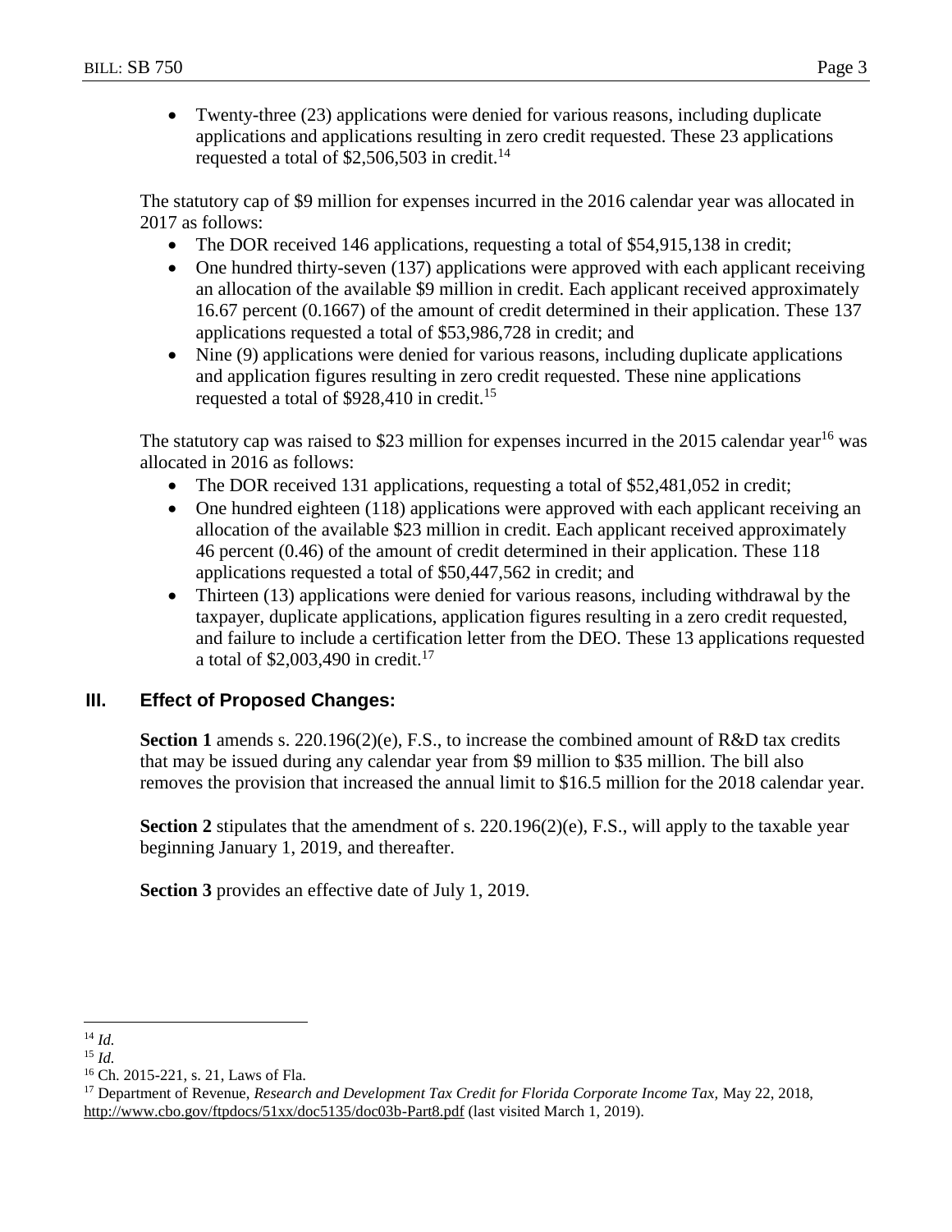- Twenty-three (23) applications were denied for various reasons, including duplicate applications and applications resulting in zero credit requested. These 23 applications requested a total of $2,506,503 in credit.[14]

The statutory cap of $9 million for expenses incurred in the 2016 calendar year was allocated in 2017 as follows:

- The DOR received 146 applications, requesting a total of $54,915,138 in credit;
- One hundred thirty-seven (137) applications were approved with each applicant receiving an allocation of the available $9 million in credit. Each applicant received approximately 16.67 percent (0.1667) of the amount of credit determined in their application. These 137 applications requested a total of $53,986,728 in credit; and
- Nine (9) applications were denied for various reasons, including duplicate applications and application figures resulting in zero credit requested. These nine applications requested a total of $928,410 in credit.[15]

The statutory cap was raised to $23 million for expenses incurred in the 2015 calendar year[16] was allocated in 2016 as follows:

- The DOR received 131 applications, requesting a total of $52,481,052 in credit;
- One hundred eighteen (118) applications were approved with each applicant receiving an allocation of the available $23 million in credit. Each applicant received approximately 46 percent (0.46) of the amount of credit determined in their application. These 118 applications requested a total of $50,447,562 in credit; and
- Thirteen (13) applications were denied for various reasons, including withdrawal by the taxpayer, duplicate applications, application figures resulting in a zero credit requested, and failure to include a certification letter from the DEO. These 13 applications requested a total of $2,003,490 in credit.[17]

## III. Effect of Proposed Changes:

**Section 1** amends s. 220.196(2)(e), F.S., to increase the combined amount of R&D tax credits that may be issued during any calendar year from $9 million to $35 million. The bill also removes the provision that increased the annual limit to $16.5 million for the 2018 calendar year.

**Section 2** stipulates that the amendment of s. 220.196(2)(e), F.S., will apply to the taxable year beginning January 1, 2019, and thereafter.

**Section 3** provides an effective date of July 1, 2019.

---

[14] *Id.*

[15] *Id.*

[16] Ch. 2015-221, s. 21, Laws of Fla.

[17] Department of Revenue, *Research and Development Tax Credit for Florida Corporate Income Tax,* May 22, 2018, http://www.cbo.gov/ftpdocs/51xx/doc5135/doc03b-Part8.pdf (last visited March 1, 2019).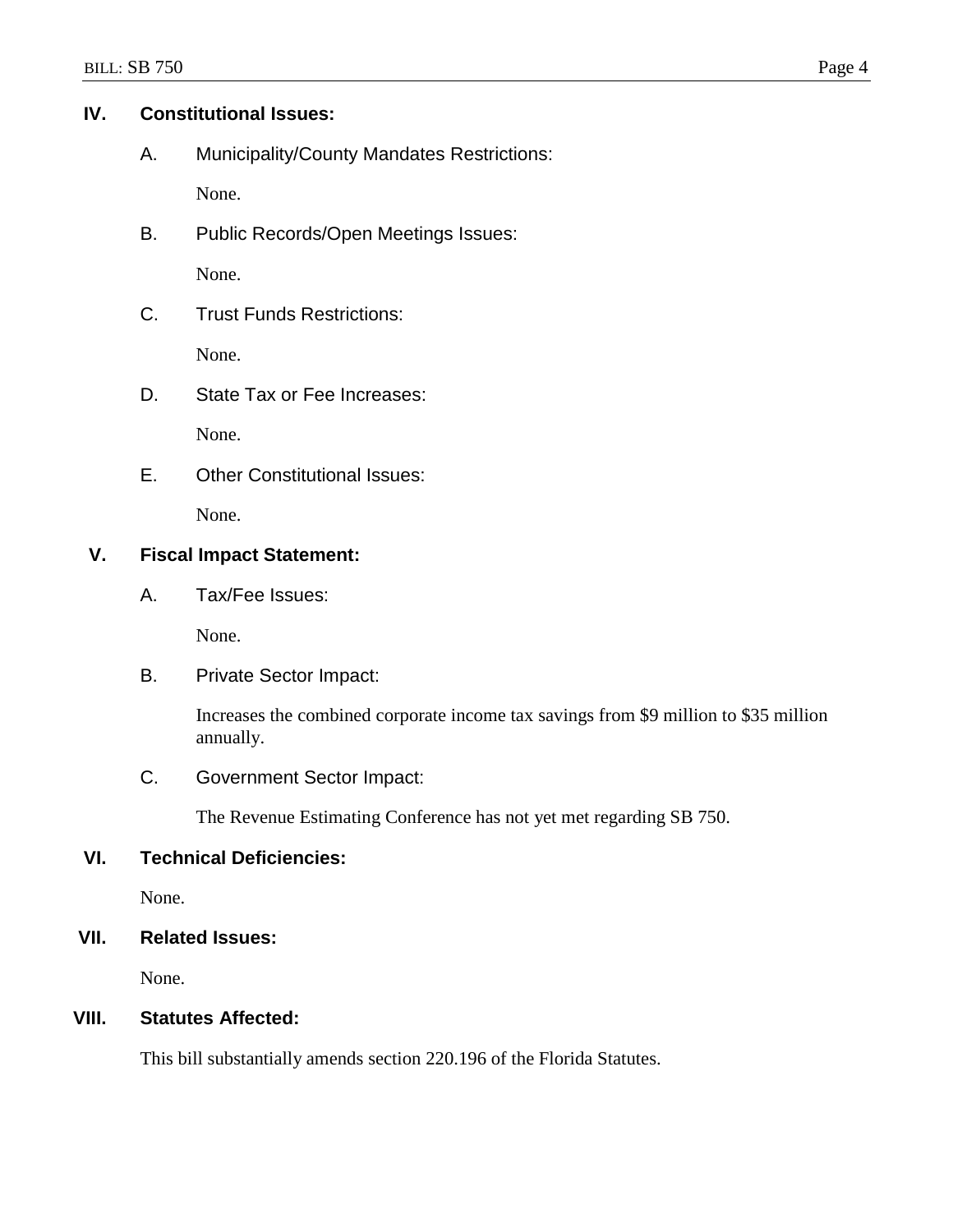## IV. Constitutional Issues:

### A. Municipality/County Mandates Restrictions:

None.

### B. Public Records/Open Meetings Issues:

None.

### C. Trust Funds Restrictions:

None.

### D. State Tax or Fee Increases:

None.

### E. Other Constitutional Issues:

None.

## V. Fiscal Impact Statement:

### A. Tax/Fee Issues:

None.

### B. Private Sector Impact:

Increases the combined corporate income tax savings from $9 million to $35 million annually.

### C. Government Sector Impact:

The Revenue Estimating Conference has not yet met regarding SB 750.

## VI. Technical Deficiencies:

None.

## VII. Related Issues:

None.

## VIII. Statutes Affected:

This bill substantially amends section 220.196 of the Florida Statutes.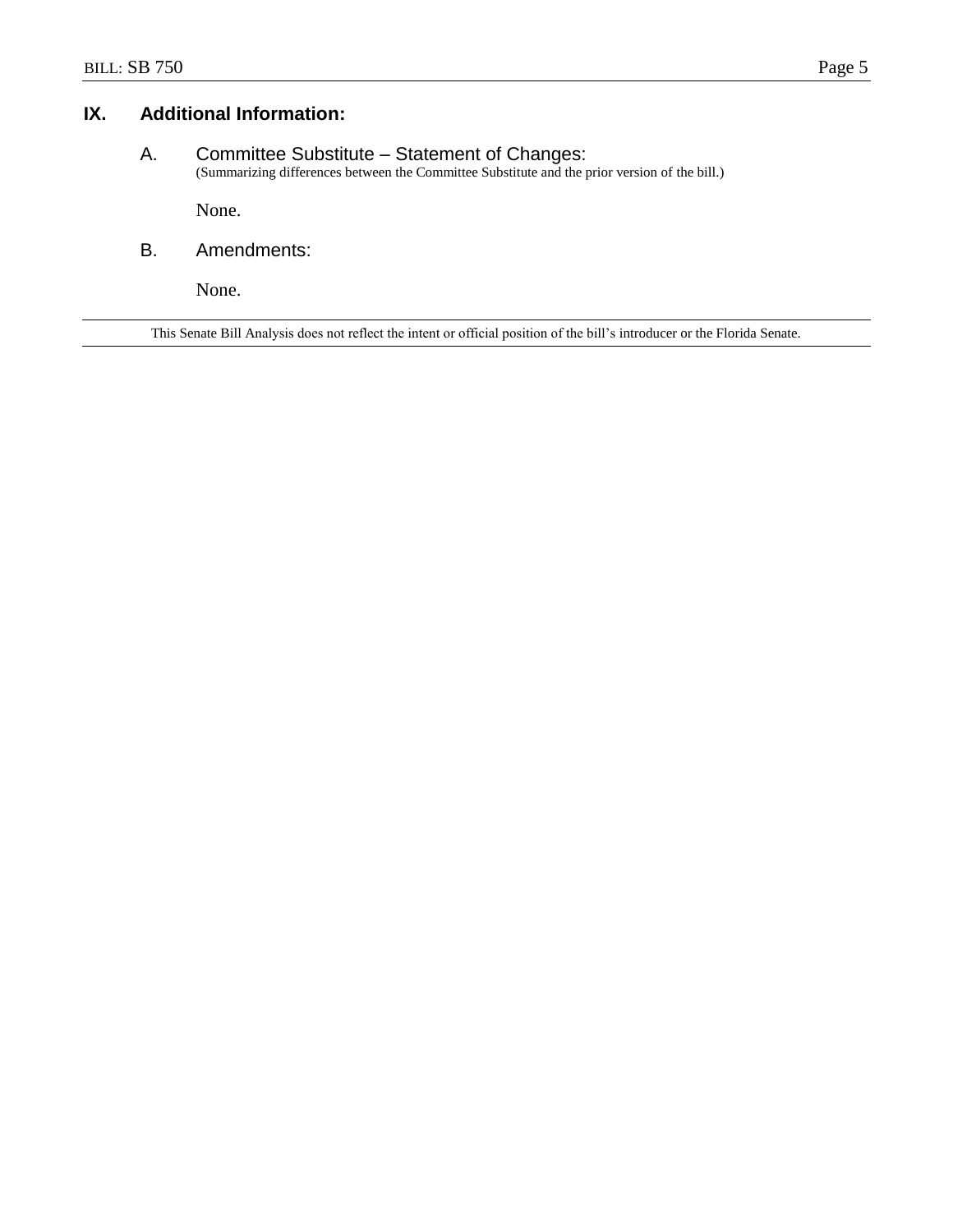## IX. Additional Information:

### A. Committee Substitute – Statement of Changes:

(Summarizing differences between the Committee Substitute and the prior version of the bill.)

None.

### B. Amendments:

None.

---

This Senate Bill Analysis does not reflect the intent or official position of the bill's introducer or the Florida Senate.

---